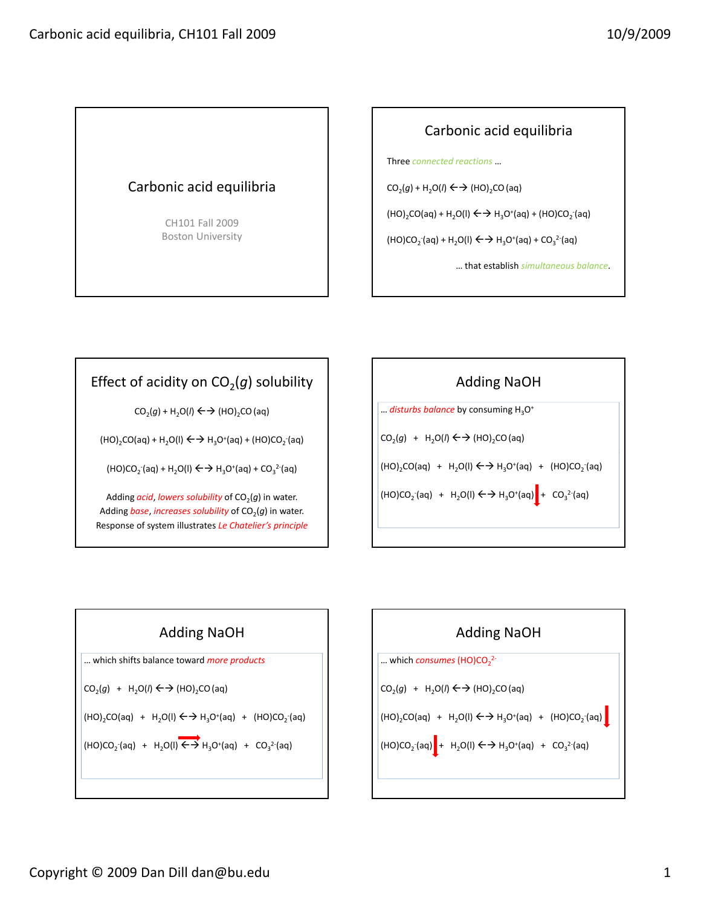## Carbonic acid equilibria

CH101 Fall 2009
Boston University

## Carbonic acid equilibria

Three *connected reactions* …

$CO_2(g) + H_2O(l) \leftarrow\rightarrow (HO)_2CO\,(aq)$

$(HO)_2CO(aq) + H_2O(l) \leftarrow\rightarrow H_3O^+(aq) + (HO)CO_2^-(aq)$

$(HO)CO_2^-(aq) + H_2O(l) \leftarrow\rightarrow H_3O^+(aq) + CO_3^{2-}(aq)$

… that establish *simultaneous balance*.

## Effect of acidity on $CO_2(g)$ solubility

$CO_2(g) + H_2O(l) \leftarrow\rightarrow (HO)_2CO\,(aq)$

$(HO)_2CO(aq) + H_2O(l) \leftarrow\rightarrow H_3O^+(aq) + (HO)CO_2^-(aq)$

$(HO)CO_2^-(aq) + H_2O(l) \leftarrow\rightarrow H_3O^+(aq) + CO_3^{2-}(aq)$

Adding *acid*, *lowers solubility* of $CO_2(g)$ in water.
Adding *base*, *increases solubility* of $CO_2(g)$ in water.
Response of system illustrates *Le Chatelier's principle*

## Adding NaOH

… *disturbs balance* by consuming $H_3O^+$

$CO_2(g) + H_2O(l) \leftarrow\rightarrow (HO)_2CO\,(aq)$

$(HO)_2CO(aq) + H_2O(l) \leftarrow\rightarrow H_3O^+(aq) + (HO)CO_2^-(aq)$

$(HO)CO_2^-(aq) + H_2O(l) \leftarrow\rightarrow H_3O^+(aq)\downarrow + CO_3^{2-}(aq)$

## Adding NaOH

… which shifts balance toward *more products*

$CO_2(g) + H_2O(l) \leftarrow\rightarrow (HO)_2CO\,(aq)$

$(HO)_2CO(aq) + H_2O(l) \leftarrow\rightarrow H_3O^+(aq) + (HO)CO_2^-(aq)$

$(HO)CO_2^-(aq) + H_2O(l) \xrightarrow{} H_3O^+(aq) + CO_3^{2-}(aq)$

## Adding NaOH

… which *consumes* $(HO)CO_2^{2-}$

$CO_2(g) + H_2O(l) \leftarrow\rightarrow (HO)_2CO\,(aq)$

$(HO)_2CO(aq) + H_2O(l) \leftarrow\rightarrow H_3O^+(aq) + (HO)CO_2^-(aq)\downarrow$

$(HO)CO_2^-(aq)\downarrow + H_2O(l) \leftarrow\rightarrow H_3O^+(aq) + CO_3^{2-}(aq)$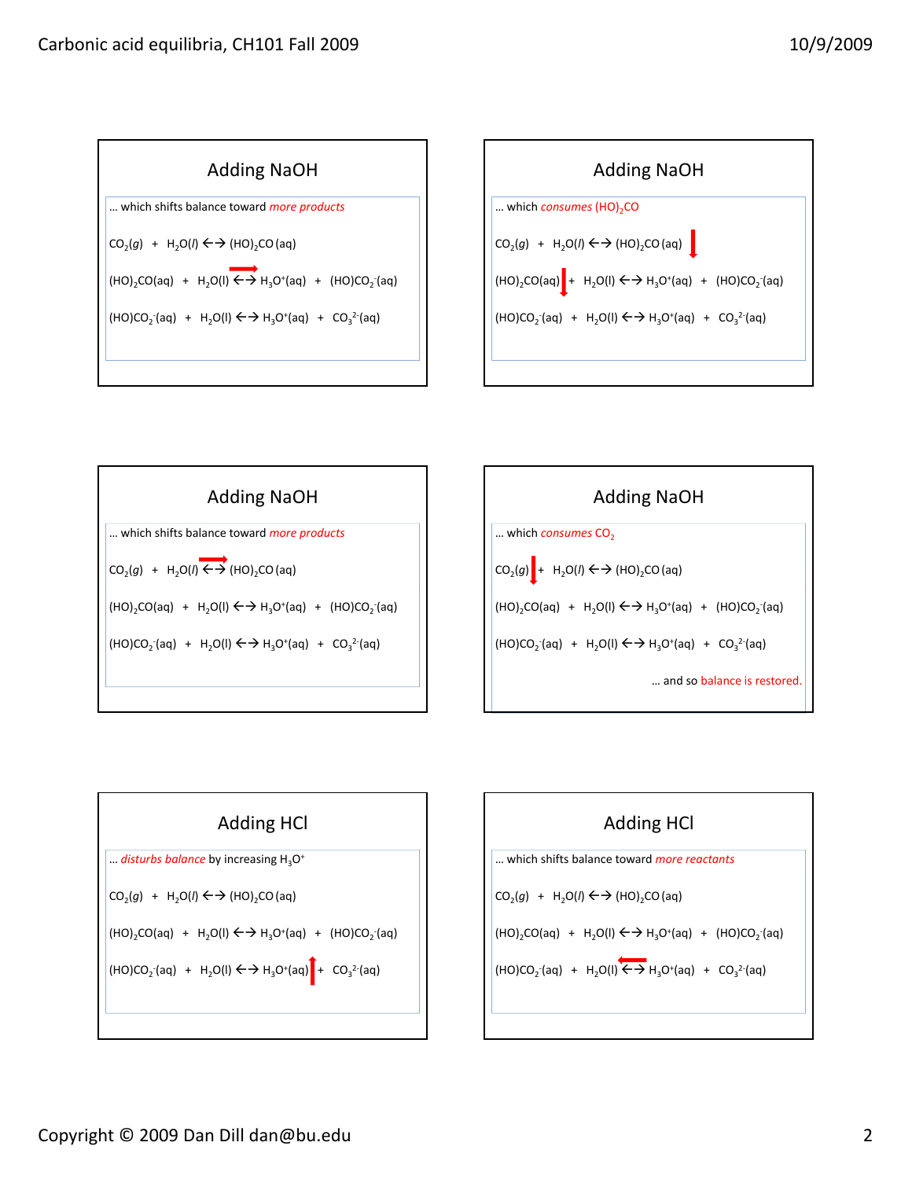## Adding NaOH

… which shifts balance toward *more products*

$CO_2(g) + H_2O(l) \leftrightarrow (HO)_2CO(aq)$

$(HO)_2CO(aq) + H_2O(l) \leftrightarrow H_3O^+(aq) + (HO)CO_2^-(aq)$

$(HO)CO_2^-(aq) + H_2O(l) \leftrightarrow H_3O^+(aq) + CO_3^{2-}(aq)$

## Adding NaOH

… which *consumes* $(HO)_2CO$

$CO_2(g) + H_2O(l) \leftrightarrow (HO)_2CO(aq)$

$(HO)_2CO(aq) + H_2O(l) \leftrightarrow H_3O^+(aq) + (HO)CO_2^-(aq)$

$(HO)CO_2^-(aq) + H_2O(l) \leftrightarrow H_3O^+(aq) + CO_3^{2-}(aq)$

## Adding NaOH

… which shifts balance toward *more products*

$CO_2(g) + H_2O(l) \leftrightarrow (HO)_2CO(aq)$

$(HO)_2CO(aq) + H_2O(l) \leftrightarrow H_3O^+(aq) + (HO)CO_2^-(aq)$

$(HO)CO_2^-(aq) + H_2O(l) \leftrightarrow H_3O^+(aq) + CO_3^{2-}(aq)$

## Adding NaOH

… which *consumes* $CO_2$

$CO_2(g) + H_2O(l) \leftrightarrow (HO)_2CO(aq)$

$(HO)_2CO(aq) + H_2O(l) \leftrightarrow H_3O^+(aq) + (HO)CO_2^-(aq)$

$(HO)CO_2^-(aq) + H_2O(l) \leftrightarrow H_3O^+(aq) + CO_3^{2-}(aq)$

… and so balance is restored.

## Adding HCl

… *disturbs balance* by increasing $H_3O^+$

$CO_2(g) + H_2O(l) \leftrightarrow (HO)_2CO(aq)$

$(HO)_2CO(aq) + H_2O(l) \leftrightarrow H_3O^+(aq) + (HO)CO_2^-(aq)$

$(HO)CO_2^-(aq) + H_2O(l) \leftrightarrow H_3O^+(aq) + CO_3^{2-}(aq)$

## Adding HCl

… which shifts balance toward *more reactants*

$CO_2(g) + H_2O(l) \leftrightarrow (HO)_2CO(aq)$

$(HO)_2CO(aq) + H_2O(l) \leftrightarrow H_3O^+(aq) + (HO)CO_2^-(aq)$

$(HO)CO_2^-(aq) + H_2O(l) \leftrightarrow H_3O^+(aq) + CO_3^{2-}(aq)$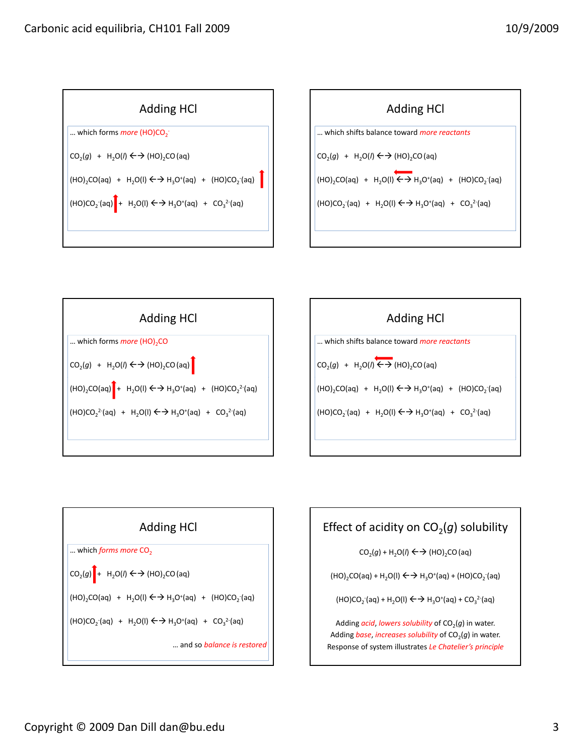## Adding HCl

… which forms *more* $(HO)CO_2^-$

$CO_2(g) + H_2O(l) \leftrightarrow (HO)_2CO(aq)$

$(HO)_2CO(aq) + H_2O(l) \leftrightarrow H_3O^+(aq) + (HO)CO_2^-(aq)$

$(HO)CO_2^-(aq) + H_2O(l) \leftrightarrow H_3O^+(aq) + CO_3^{2-}(aq)$

## Adding HCl

… which shifts balance toward *more reactants*

$CO_2(g) + H_2O(l) \leftrightarrow (HO)_2CO(aq)$

$(HO)_2CO(aq) + H_2O(l) \leftrightarrow H_3O^+(aq) + (HO)CO_2^-(aq)$

$(HO)CO_2^-(aq) + H_2O(l) \leftrightarrow H_3O^+(aq) + CO_3^{2-}(aq)$

## Adding HCl

… which forms *more* $(HO)_2CO$

$CO_2(g) + H_2O(l) \leftrightarrow (HO)_2CO(aq)$

$(HO)_2CO(aq) + H_2O(l) \leftrightarrow H_3O^+(aq) + (HO)CO_2^{2-}(aq)$

$(HO)CO_2^{2-}(aq) + H_2O(l) \leftrightarrow H_3O^+(aq) + CO_3^{2-}(aq)$

## Adding HCl

… which shifts balance toward *more reactants*

$CO_2(g) + H_2O(l) \leftrightarrow (HO)_2CO(aq)$

$(HO)_2CO(aq) + H_2O(l) \leftrightarrow H_3O^+(aq) + (HO)CO_2^-(aq)$

$(HO)CO_2^-(aq) + H_2O(l) \leftrightarrow H_3O^+(aq) + CO_3^{2-}(aq)$

## Adding HCl

… which *forms more* $CO_2$

$CO_2(g) + H_2O(l) \leftrightarrow (HO)_2CO(aq)$

$(HO)_2CO(aq) + H_2O(l) \leftrightarrow H_3O^+(aq) + (HO)CO_2^-(aq)$

$(HO)CO_2^-(aq) + H_2O(l) \leftrightarrow H_3O^+(aq) + CO_3^{2-}(aq)$

… and so *balance is restored*

## Effect of acidity on $CO_2(g)$ solubility

$CO_2(g) + H_2O(l) \leftrightarrow (HO)_2CO(aq)$

$(HO)_2CO(aq) + H_2O(l) \leftrightarrow H_3O^+(aq) + (HO)CO_2^-(aq)$

$(HO)CO_2^-(aq) + H_2O(l) \leftrightarrow H_3O^+(aq) + CO_3^{2-}(aq)$

Adding *acid*, *lowers solubility* of $CO_2(g)$ in water.
Adding *base*, *increases solubility* of $CO_2(g)$ in water.
Response of system illustrates *Le Chatelier's principle*